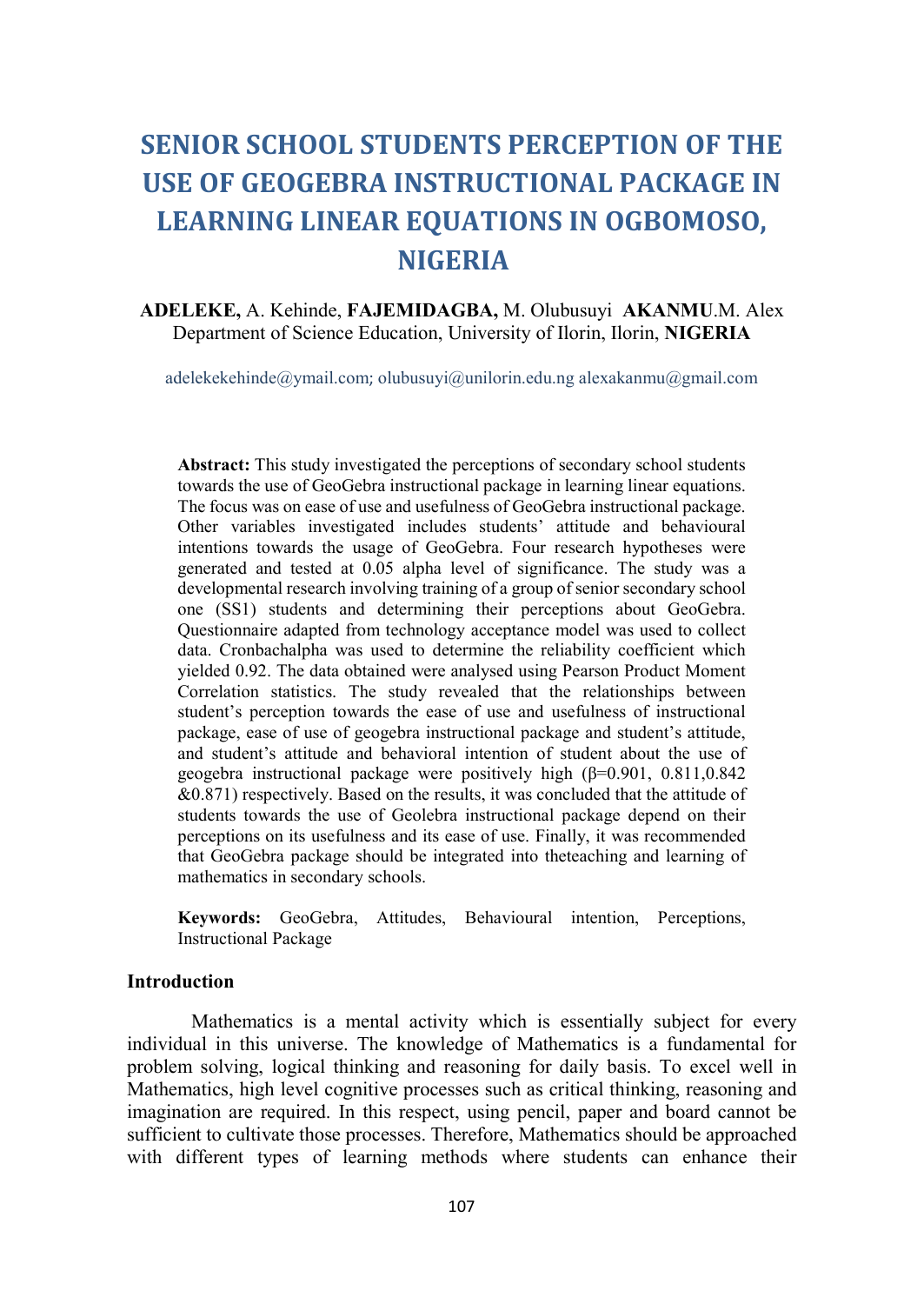# SENIOR SCHOOL STUDENTS PERCEPTION OF THE USE OF GEOGEBRA INSTRUCTIONAL PACKAGE IN LEARNING LINEAR EQUATIONS IN OGBOMOSO, NIGERIA

**ADELEKE,** A. Kehinde, **FAJEMIDAGBA,** M. Olubusuyi **AKANMU**.M. Alex
Department of Science Education, University of Ilorin, Ilorin, **NIGERIA**

adelekekehinde@ymail.com; olubusuyi@unilorin.edu.ng alexakanmu@gmail.com

**Abstract:** This study investigated the perceptions of secondary school students towards the use of GeoGebra instructional package in learning linear equations. The focus was on ease of use and usefulness of GeoGebra instructional package. Other variables investigated includes students' attitude and behavioural intentions towards the usage of GeoGebra. Four research hypotheses were generated and tested at 0.05 alpha level of significance. The study was a developmental research involving training of a group of senior secondary school one (SS1) students and determining their perceptions about GeoGebra. Questionnaire adapted from technology acceptance model was used to collect data. Cronbachalpha was used to determine the reliability coefficient which yielded 0.92. The data obtained were analysed using Pearson Product Moment Correlation statistics. The study revealed that the relationships between student's perception towards the ease of use and usefulness of instructional package, ease of use of geogebra instructional package and student's attitude, and student's attitude and behavioral intention of student about the use of geogebra instructional package were positively high ($\beta$=0.901, 0.811,0.842 &0.871) respectively. Based on the results, it was concluded that the attitude of students towards the use of Geolebra instructional package depend on their perceptions on its usefulness and its ease of use. Finally, it was recommended that GeoGebra package should be integrated into theteaching and learning of mathematics in secondary schools.

**Keywords:** GeoGebra, Attitudes, Behavioural intention, Perceptions, Instructional Package

## Introduction

Mathematics is a mental activity which is essentially subject for every individual in this universe. The knowledge of Mathematics is a fundamental for problem solving, logical thinking and reasoning for daily basis. To excel well in Mathematics, high level cognitive processes such as critical thinking, reasoning and imagination are required. In this respect, using pencil, paper and board cannot be sufficient to cultivate those processes. Therefore, Mathematics should be approached with different types of learning methods where students can enhance their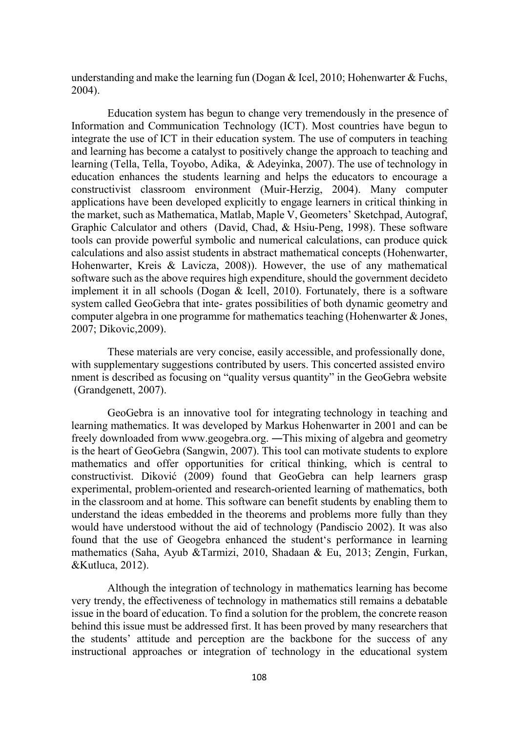understanding and make the learning fun (Dogan & Icel, 2010; Hohenwarter & Fuchs, 2004).

Education system has begun to change very tremendously in the presence of Information and Communication Technology (ICT). Most countries have begun to integrate the use of ICT in their education system. The use of computers in teaching and learning has become a catalyst to positively change the approach to teaching and learning (Tella, Tella, Toyobo, Adika, & Adeyinka, 2007). The use of technology in education enhances the students learning and helps the educators to encourage a constructivist classroom environment (Muir-Herzig, 2004). Many computer applications have been developed explicitly to engage learners in critical thinking in the market, such as Mathematica, Matlab, Maple V, Geometers' Sketchpad, Autograf, Graphic Calculator and others (David, Chad, & Hsiu-Peng, 1998). These software tools can provide powerful symbolic and numerical calculations, can produce quick calculations and also assist students in abstract mathematical concepts (Hohenwarter, Hohenwarter, Kreis & Lavicza, 2008)). However, the use of any mathematical software such as the above requires high expenditure, should the government decideto implement it in all schools (Dogan & Icell, 2010). Fortunately, there is a software system called GeoGebra that inte- grates possibilities of both dynamic geometry and computer algebra in one programme for mathematics teaching (Hohenwarter & Jones, 2007; Dikovic,2009).

These materials are very concise, easily accessible, and professionally done, with supplementary suggestions contributed by users. This concerted assisted enviro nment is described as focusing on "quality versus quantity" in the GeoGebra website (Grandgenett, 2007).

GeoGebra is an innovative tool for integrating technology in teaching and learning mathematics. It was developed by Markus Hohenwarter in 2001 and can be freely downloaded from www.geogebra.org. ―This mixing of algebra and geometry is the heart of GeoGebra (Sangwin, 2007). This tool can motivate students to explore mathematics and offer opportunities for critical thinking, which is central to constructivist. Diković (2009) found that GeoGebra can help learners grasp experimental, problem-oriented and research-oriented learning of mathematics, both in the classroom and at home. This software can benefit students by enabling them to understand the ideas embedded in the theorems and problems more fully than they would have understood without the aid of technology (Pandiscio 2002). It was also found that the use of Geogebra enhanced the student's performance in learning mathematics (Saha, Ayub &Tarmizi, 2010, Shadaan & Eu, 2013; Zengin, Furkan, &Kutluca, 2012).

Although the integration of technology in mathematics learning has become very trendy, the effectiveness of technology in mathematics still remains a debatable issue in the board of education. To find a solution for the problem, the concrete reason behind this issue must be addressed first. It has been proved by many researchers that the students' attitude and perception are the backbone for the success of any instructional approaches or integration of technology in the educational system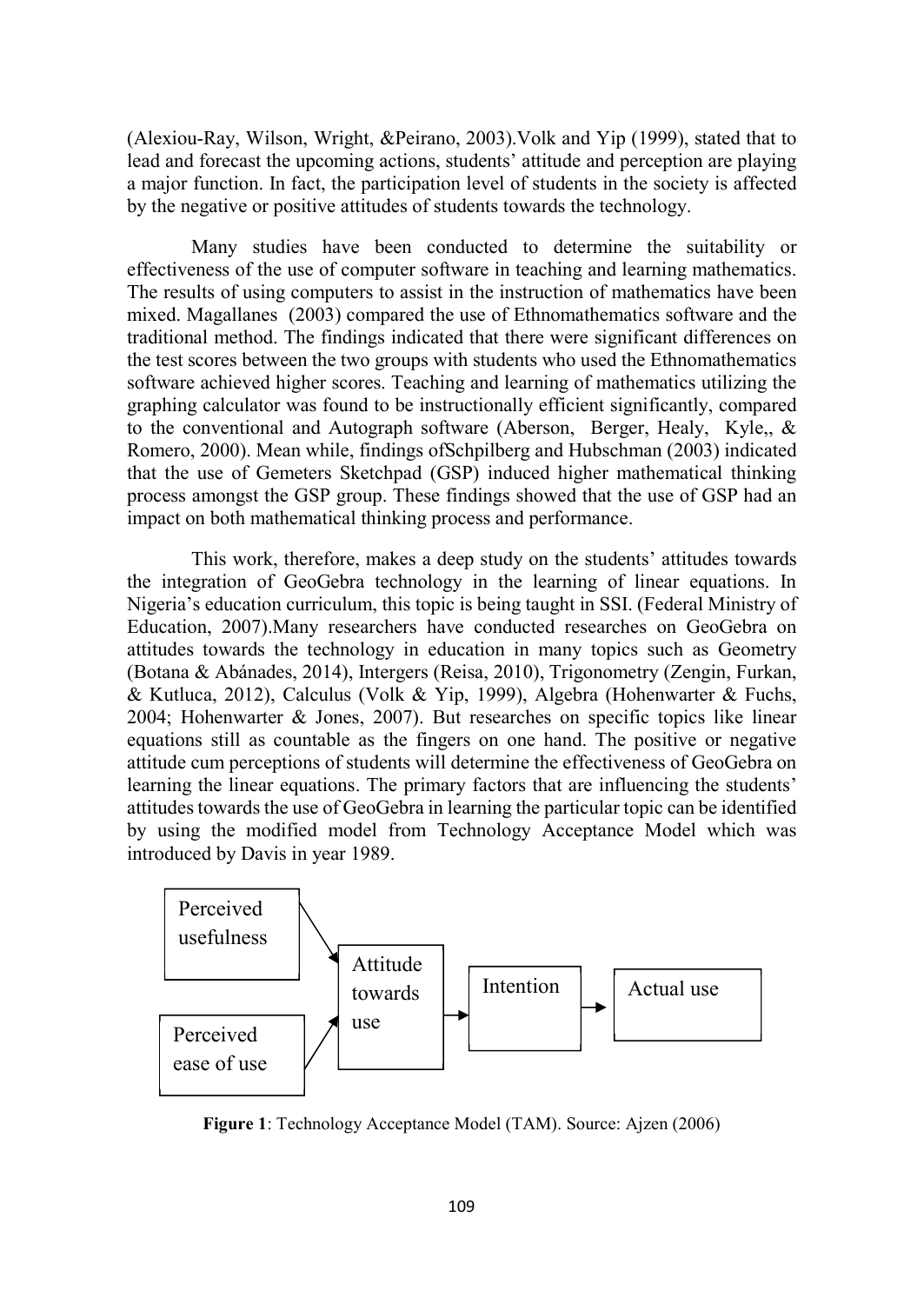(Alexiou-Ray, Wilson, Wright, &Peirano, 2003).Volk and Yip (1999), stated that to lead and forecast the upcoming actions, students' attitude and perception are playing a major function. In fact, the participation level of students in the society is affected by the negative or positive attitudes of students towards the technology.

Many studies have been conducted to determine the suitability or effectiveness of the use of computer software in teaching and learning mathematics. The results of using computers to assist in the instruction of mathematics have been mixed. Magallanes (2003) compared the use of Ethnomathematics software and the traditional method. The findings indicated that there were significant differences on the test scores between the two groups with students who used the Ethnomathematics software achieved higher scores. Teaching and learning of mathematics utilizing the graphing calculator was found to be instructionally efficient significantly, compared to the conventional and Autograph software (Aberson, Berger, Healy, Kyle,, & Romero, 2000). Mean while, findings ofSchpilberg and Hubschman (2003) indicated that the use of Gemeters Sketchpad (GSP) induced higher mathematical thinking process amongst the GSP group. These findings showed that the use of GSP had an impact on both mathematical thinking process and performance.

This work, therefore, makes a deep study on the students' attitudes towards the integration of GeoGebra technology in the learning of linear equations. In Nigeria's education curriculum, this topic is being taught in SSI. (Federal Ministry of Education, 2007).Many researchers have conducted researches on GeoGebra on attitudes towards the technology in education in many topics such as Geometry (Botana & Abánades, 2014), Intergers (Reisa, 2010), Trigonometry (Zengin, Furkan, & Kutluca, 2012), Calculus (Volk & Yip, 1999), Algebra (Hohenwarter & Fuchs, 2004; Hohenwarter & Jones, 2007). But researches on specific topics like linear equations still as countable as the fingers on one hand. The positive or negative attitude cum perceptions of students will determine the effectiveness of GeoGebra on learning the linear equations. The primary factors that are influencing the students' attitudes towards the use of GeoGebra in learning the particular topic can be identified by using the modified model from Technology Acceptance Model which was introduced by Davis in year 1989.

Perceived usefulness → Attitude towards use
Perceived ease of use → Attitude towards use
Attitude towards use → Intention → Actual use

**Figure 1**: Technology Acceptance Model (TAM). Source: Ajzen (2006)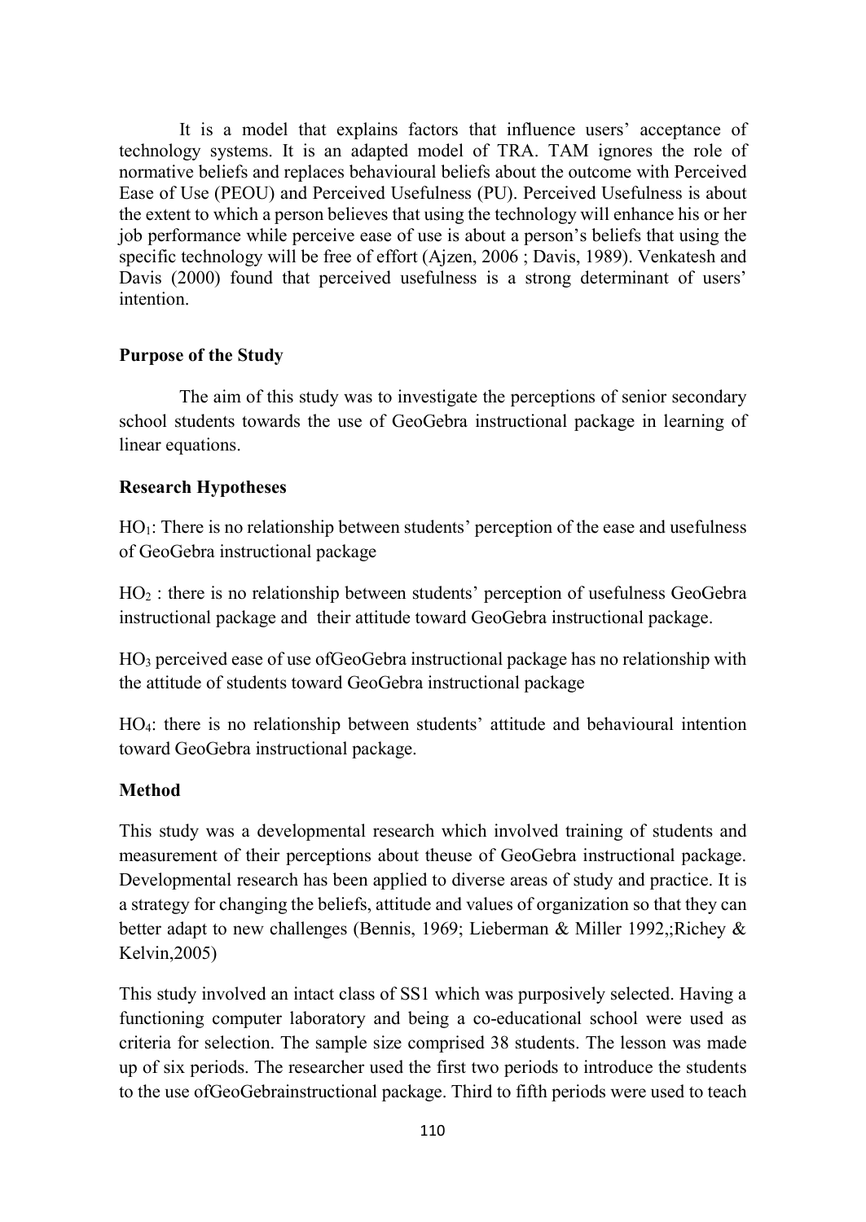It is a model that explains factors that influence users' acceptance of technology systems. It is an adapted model of TRA. TAM ignores the role of normative beliefs and replaces behavioural beliefs about the outcome with Perceived Ease of Use (PEOU) and Perceived Usefulness (PU). Perceived Usefulness is about the extent to which a person believes that using the technology will enhance his or her job performance while perceive ease of use is about a person's beliefs that using the specific technology will be free of effort (Ajzen, 2006 ; Davis, 1989). Venkatesh and Davis (2000) found that perceived usefulness is a strong determinant of users' intention.

**Purpose of the Study**

The aim of this study was to investigate the perceptions of senior secondary school students towards the use of GeoGebra instructional package in learning of linear equations.

**Research Hypotheses**

$HO_1$: There is no relationship between students' perception of the ease and usefulness of GeoGebra instructional package

$HO_2$ : there is no relationship between students' perception of usefulness GeoGebra instructional package and their attitude toward GeoGebra instructional package.

$HO_3$ perceived ease of use ofGeoGebra instructional package has no relationship with the attitude of students toward GeoGebra instructional package

$HO_4$: there is no relationship between students' attitude and behavioural intention toward GeoGebra instructional package.

**Method**

This study was a developmental research which involved training of students and measurement of their perceptions about theuse of GeoGebra instructional package. Developmental research has been applied to diverse areas of study and practice. It is a strategy for changing the beliefs, attitude and values of organization so that they can better adapt to new challenges (Bennis, 1969; Lieberman & Miller 1992,;Richey & Kelvin,2005)

This study involved an intact class of SS1 which was purposively selected. Having a functioning computer laboratory and being a co-educational school were used as criteria for selection. The sample size comprised 38 students. The lesson was made up of six periods. The researcher used the first two periods to introduce the students to the use ofGeoGebrainstructional package. Third to fifth periods were used to teach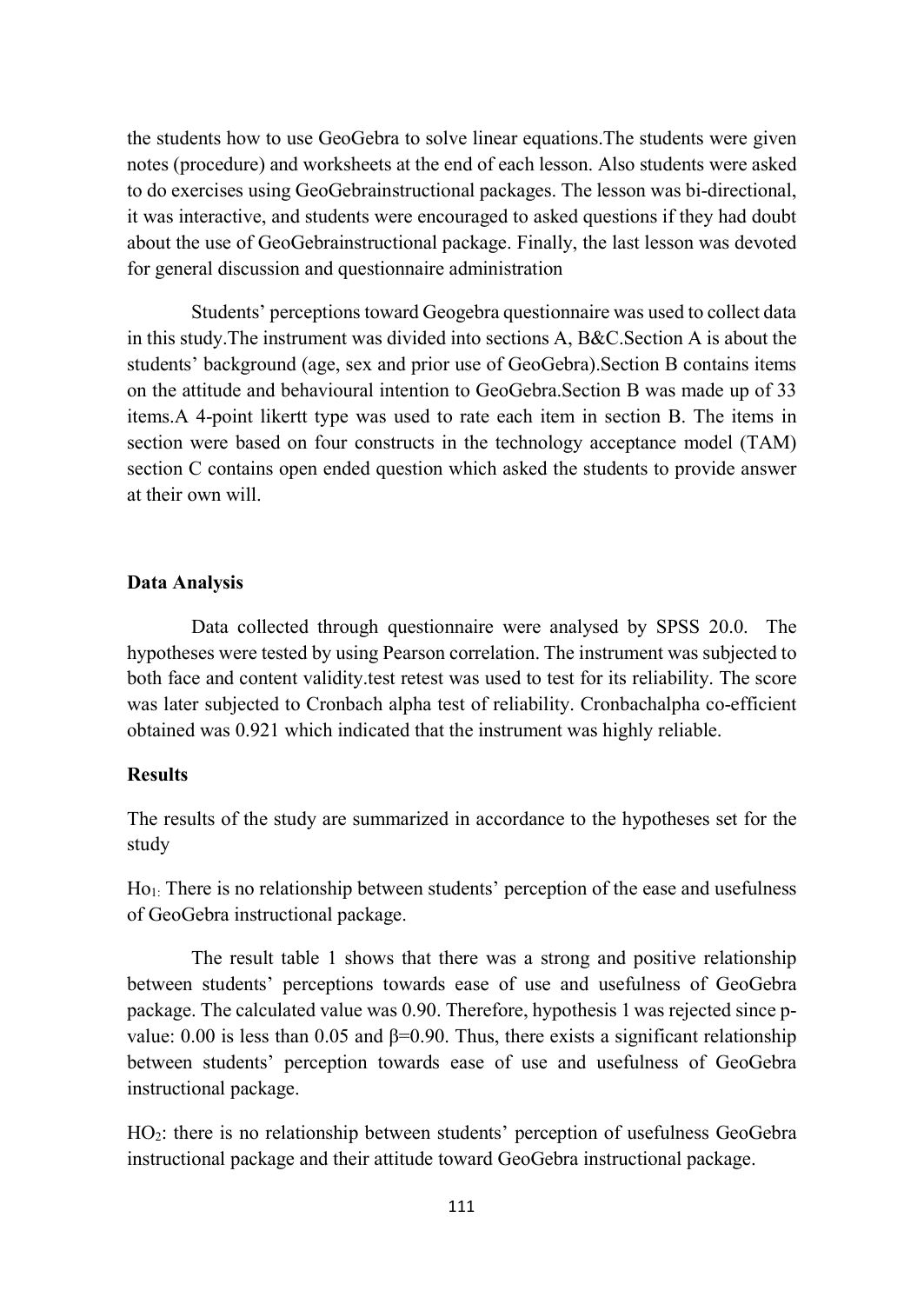the students how to use GeoGebra to solve linear equations.The students were given notes (procedure) and worksheets at the end of each lesson. Also students were asked to do exercises using GeoGebrainstructional packages. The lesson was bi-directional, it was interactive, and students were encouraged to asked questions if they had doubt about the use of GeoGebrainstructional package. Finally, the last lesson was devoted for general discussion and questionnaire administration

Students' perceptions toward Geogebra questionnaire was used to collect data in this study.The instrument was divided into sections A, B&C.Section A is about the students' background (age, sex and prior use of GeoGebra).Section B contains items on the attitude and behavioural intention to GeoGebra.Section B was made up of 33 items.A 4-point likertt type was used to rate each item in section B. The items in section were based on four constructs in the technology acceptance model (TAM) section C contains open ended question which asked the students to provide answer at their own will.

### Data Analysis

Data collected through questionnaire were analysed by SPSS 20.0. The hypotheses were tested by using Pearson correlation. The instrument was subjected to both face and content validity.test retest was used to test for its reliability. The score was later subjected to Cronbach alpha test of reliability. Cronbachalpha co-efficient obtained was 0.921 which indicated that the instrument was highly reliable.

### Results

The results of the study are summarized in accordance to the hypotheses set for the study

$Ho_{1:}$ There is no relationship between students' perception of the ease and usefulness of GeoGebra instructional package.

The result table 1 shows that there was a strong and positive relationship between students' perceptions towards ease of use and usefulness of GeoGebra package. The calculated value was 0.90. Therefore, hypothesis 1 was rejected since p-value: 0.00 is less than 0.05 and $\beta$=0.90. Thus, there exists a significant relationship between students' perception towards ease of use and usefulness of GeoGebra instructional package.

$HO_2$: there is no relationship between students' perception of usefulness GeoGebra instructional package and their attitude toward GeoGebra instructional package.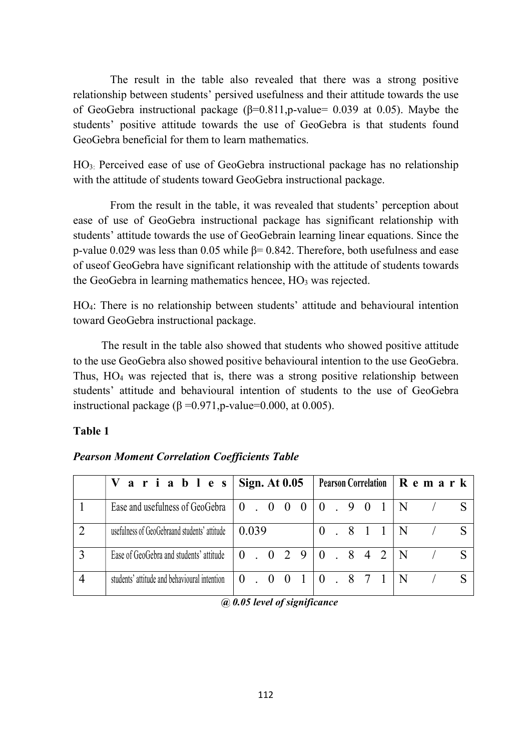The result in the table also revealed that there was a strong positive relationship between students' persived usefulness and their attitude towards the use of GeoGebra instructional package (β=0.811,p-value= 0.039 at 0.05). Maybe the students' positive attitude towards the use of GeoGebra is that students found GeoGebra beneficial for them to learn mathematics.

$HO_3$: Perceived ease of use of GeoGebra instructional package has no relationship with the attitude of students toward GeoGebra instructional package.

From the result in the table, it was revealed that students' perception about ease of use of GeoGebra instructional package has significant relationship with students' attitude towards the use of GeoGebrain learning linear equations. Since the p-value 0.029 was less than 0.05 while β= 0.842. Therefore, both usefulness and ease of useof GeoGebra have significant relationship with the attitude of students towards the GeoGebra in learning mathematics hencee, $HO_3$ was rejected.

$HO_4$: There is no relationship between students' attitude and behavioural intention toward GeoGebra instructional package.

The result in the table also showed that students who showed positive attitude to the use GeoGebra also showed positive behavioural intention to the use GeoGebra. Thus, $HO_4$ was rejected that is, there was a strong positive relationship between students' attitude and behavioural intention of students to the use of GeoGebra instructional package (β =0.971,p-value=0.000, at 0.005).

**Table 1**

***Pearson Moment Correlation Coefficients Table***

| | Variables | Sign. At 0.05 | Pearson Correlation | Remark |
|---|---|---|---|---|
| 1 | Ease and usefulness of GeoGebra | 0.000 | 0.901 | N/S |
| 2 | usefulness of GeoGebraand students' attitude | 0.039 | 0.811 | N/S |
| 3 | Ease of GeoGebra and students' attitude | 0.029 | 0.842 | N/S |
| 4 | students' attitude and behavioural intention | 0.001 | 0.871 | N/S |

***@ 0.05 level of significance***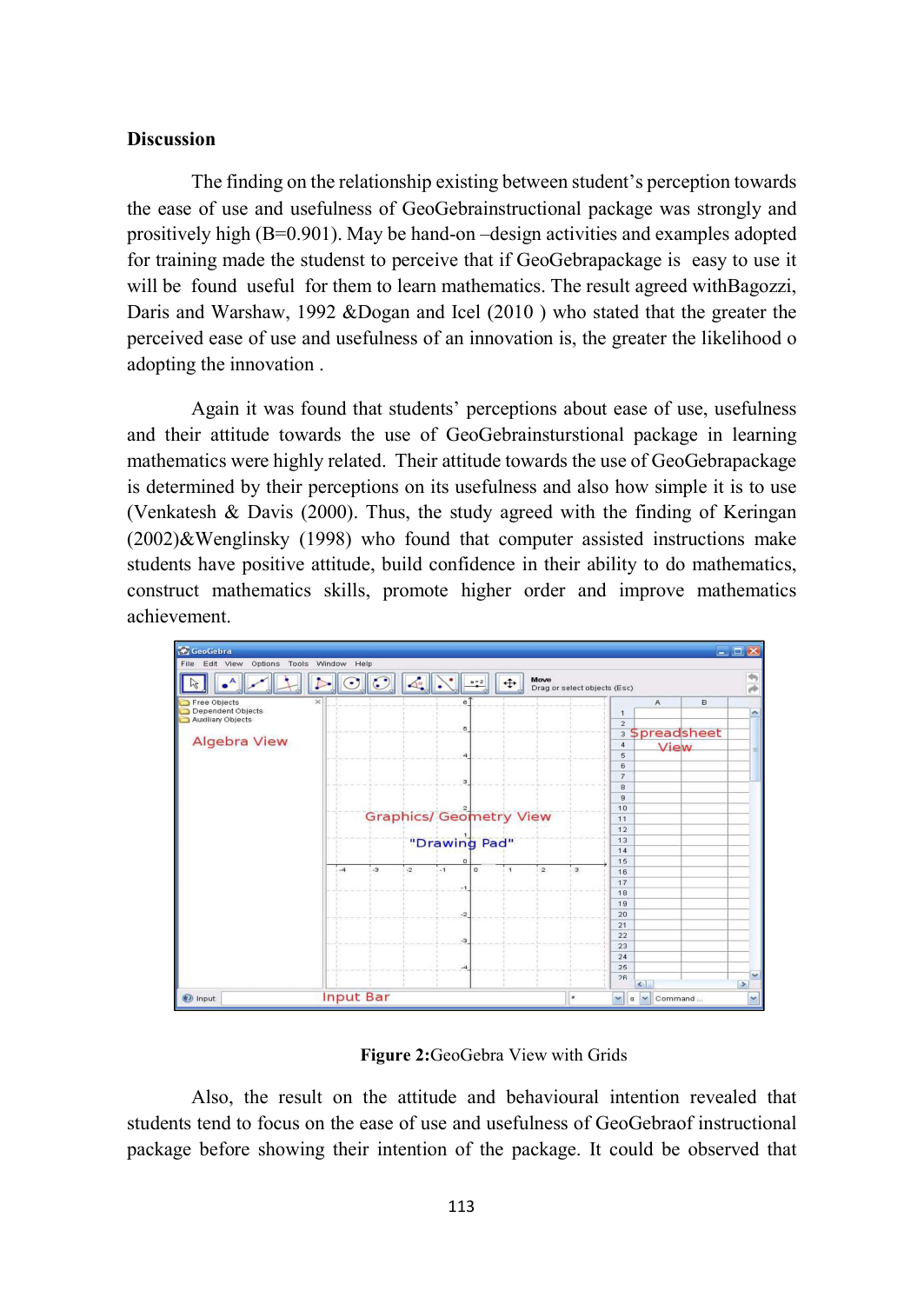## Discussion

The finding on the relationship existing between student's perception towards the ease of use and usefulness of GeoGebrainstructional package was strongly and prositively high (B=0.901). May be hand-on –design activities and examples adopted for training made the studenst to perceive that if GeoGebrapackage is easy to use it will be found useful for them to learn mathematics. The result agreed withBagozzi, Daris and Warshaw, 1992 &Dogan and Icel (2010 ) who stated that the greater the perceived ease of use and usefulness of an innovation is, the greater the likelihood o adopting the innovation .

Again it was found that students' perceptions about ease of use, usefulness and their attitude towards the use of GeoGebrainsturstional package in learning mathematics were highly related. Their attitude towards the use of GeoGebrapackage is determined by their perceptions on its usefulness and also how simple it is to use (Venkatesh & Davis (2000). Thus, the study agreed with the finding of Keringan (2002)&Wenglinsky (1998) who found that computer assisted instructions make students have positive attitude, build confidence in their ability to do mathematics, construct mathematics skills, promote higher order and improve mathematics achievement.

**Figure 2:**GeoGebra View with Grids

Also, the result on the attitude and behavioural intention revealed that students tend to focus on the ease of use and usefulness of GeoGebraof instructional package before showing their intention of the package. It could be observed that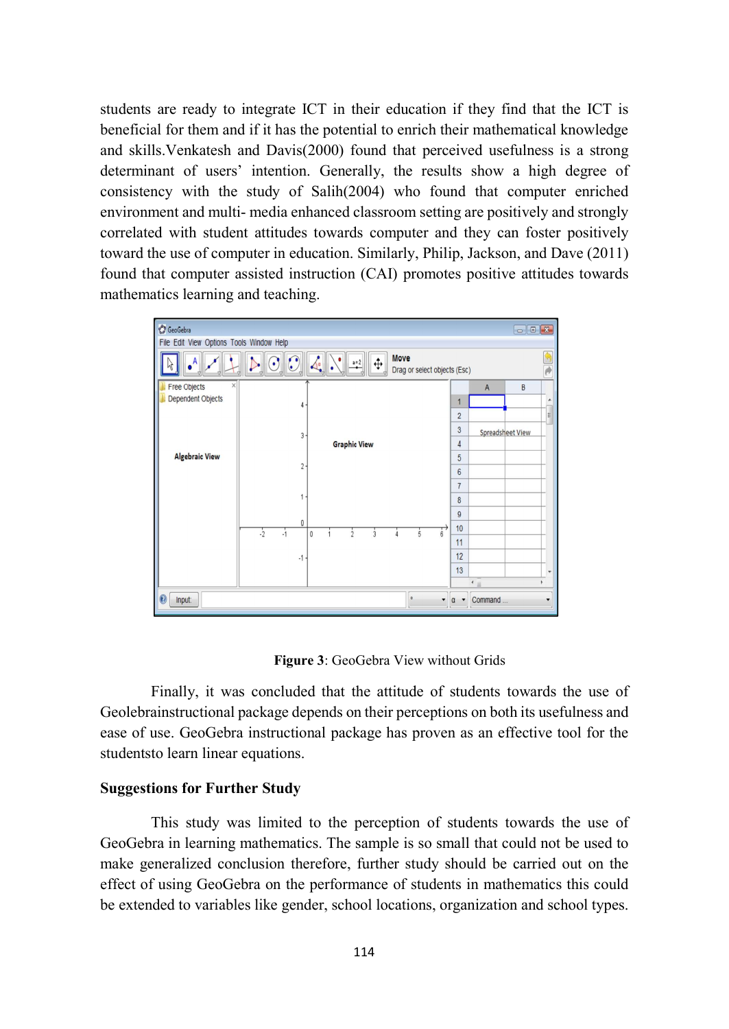students are ready to integrate ICT in their education if they find that the ICT is beneficial for them and if it has the potential to enrich their mathematical knowledge and skills.Venkatesh and Davis(2000) found that perceived usefulness is a strong determinant of users' intention. Generally, the results show a high degree of consistency with the study of Salih(2004) who found that computer enriched environment and multi- media enhanced classroom setting are positively and strongly correlated with student attitudes towards computer and they can foster positively toward the use of computer in education. Similarly, Philip, Jackson, and Dave (2011) found that computer assisted instruction (CAI) promotes positive attitudes towards mathematics learning and teaching.

**Figure 3**: GeoGebra View without Grids

Finally, it was concluded that the attitude of students towards the use of Geolebrainstructional package depends on their perceptions on both its usefulness and ease of use. GeoGebra instructional package has proven as an effective tool for the studentsto learn linear equations.

**Suggestions for Further Study**

This study was limited to the perception of students towards the use of GeoGebra in learning mathematics. The sample is so small that could not be used to make generalized conclusion therefore, further study should be carried out on the effect of using GeoGebra on the performance of students in mathematics this could be extended to variables like gender, school locations, organization and school types.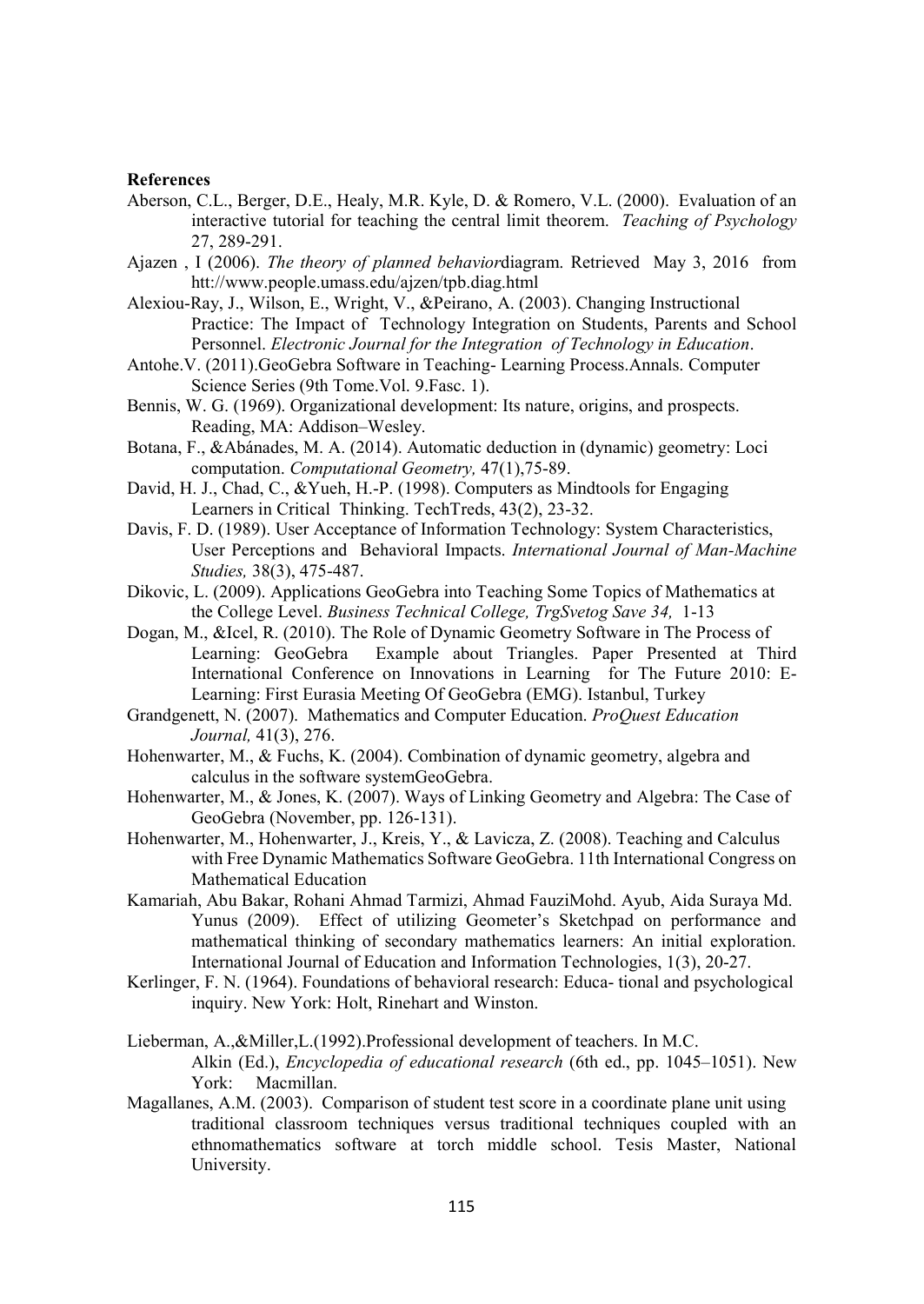**References**

Aberson, C.L., Berger, D.E., Healy, M.R. Kyle, D. & Romero, V.L. (2000). Evaluation of an interactive tutorial for teaching the central limit theorem. *Teaching of Psychology* 27, 289-291.

Ajazen , I (2006). *The theory of planned behavior*diagram. Retrieved May 3, 2016 from htt://www.people.umass.edu/ajzen/tpb.diag.html

Alexiou-Ray, J., Wilson, E., Wright, V., &Peirano, A. (2003). Changing Instructional Practice: The Impact of Technology Integration on Students, Parents and School Personnel. *Electronic Journal for the Integration of Technology in Education*.

Antohe.V. (2011).GeoGebra Software in Teaching- Learning Process.Annals. Computer Science Series (9th Tome.Vol. 9.Fasc. 1).

Bennis, W. G. (1969). Organizational development: Its nature, origins, and prospects. Reading, MA: Addison–Wesley.

Botana, F., &Abánades, M. A. (2014). Automatic deduction in (dynamic) geometry: Loci computation. *Computational Geometry,* 47(1),75-89.

David, H. J., Chad, C., &Yueh, H.-P. (1998). Computers as Mindtools for Engaging Learners in Critical Thinking. TechTreds, 43(2), 23-32.

Davis, F. D. (1989). User Acceptance of Information Technology: System Characteristics, User Perceptions and Behavioral Impacts. *International Journal of Man-Machine Studies,* 38(3), 475-487.

Dikovic, L. (2009). Applications GeoGebra into Teaching Some Topics of Mathematics at the College Level. *Business Technical College, TrgSvetog Save 34,* 1-13

Dogan, M., &Icel, R. (2010). The Role of Dynamic Geometry Software in The Process of Learning: GeoGebra Example about Triangles. Paper Presented at Third International Conference on Innovations in Learning for The Future 2010: E-Learning: First Eurasia Meeting Of GeoGebra (EMG). Istanbul, Turkey

Grandgenett, N. (2007). Mathematics and Computer Education. *ProQuest Education Journal,* 41(3), 276.

Hohenwarter, M., & Fuchs, K. (2004). Combination of dynamic geometry, algebra and calculus in the software systemGeoGebra.

Hohenwarter, M., & Jones, K. (2007). Ways of Linking Geometry and Algebra: The Case of GeoGebra (November, pp. 126-131).

Hohenwarter, M., Hohenwarter, J., Kreis, Y., & Lavicza, Z. (2008). Teaching and Calculus with Free Dynamic Mathematics Software GeoGebra. 11th International Congress on Mathematical Education

Kamariah, Abu Bakar, Rohani Ahmad Tarmizi, Ahmad FauziMohd. Ayub, Aida Suraya Md. Yunus (2009). Effect of utilizing Geometer's Sketchpad on performance and mathematical thinking of secondary mathematics learners: An initial exploration. International Journal of Education and Information Technologies, 1(3), 20-27.

Kerlinger, F. N. (1964). Foundations of behavioral research: Educa- tional and psychological inquiry. New York: Holt, Rinehart and Winston.

Lieberman, A.,&Miller,L.(1992).Professional development of teachers. In M.C. Alkin (Ed.), *Encyclopedia of educational research* (6th ed., pp. 1045–1051). New York: Macmillan.

Magallanes, A.M. (2003). Comparison of student test score in a coordinate plane unit using traditional classroom techniques versus traditional techniques coupled with an ethnomathematics software at torch middle school. Tesis Master, National University.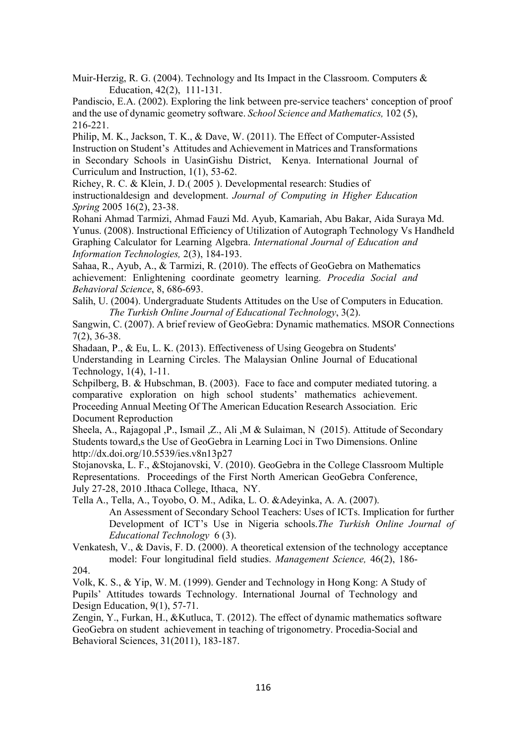Muir-Herzig, R. G. (2004). Technology and Its Impact in the Classroom. Computers & Education, 42(2), 111-131.

Pandiscio, E.A. (2002). Exploring the link between pre-service teachers' conception of proof and the use of dynamic geometry software. *School Science and Mathematics,* 102 (5), 216-221.

Philip, M. K., Jackson, T. K., & Dave, W. (2011). The Effect of Computer-Assisted Instruction on Student's Attitudes and Achievement in Matrices and Transformations in Secondary Schools in UasinGishu District, Kenya. International Journal of Curriculum and Instruction, 1(1), 53-62.

Richey, R. C. & Klein, J. D.( 2005 ). Developmental research: Studies of instructionaldesign and development. *Journal of Computing in Higher Education Spring* 2005 16(2), 23-38.

Rohani Ahmad Tarmizi, Ahmad Fauzi Md. Ayub, Kamariah, Abu Bakar, Aida Suraya Md. Yunus. (2008). Instructional Efficiency of Utilization of Autograph Technology Vs Handheld Graphing Calculator for Learning Algebra. *International Journal of Education and Information Technologies,* 2(3), 184-193.

Sahaa, R., Ayub, A., & Tarmizi, R. (2010). The effects of GeoGebra on Mathematics achievement: Enlightening coordinate geometry learning. *Procedia Social and Behavioral Science*, 8, 686-693.

Salih, U. (2004). Undergraduate Students Attitudes on the Use of Computers in Education. *The Turkish Online Journal of Educational Technology*, 3(2).

Sangwin, C. (2007). A brief review of GeoGebra: Dynamic mathematics. MSOR Connections 7(2), 36-38.

Shadaan, P., & Eu, L. K. (2013). Effectiveness of Using Geogebra on Students' Understanding in Learning Circles. The Malaysian Online Journal of Educational Technology, 1(4), 1-11.

Schpilberg, B. & Hubschman, B. (2003). Face to face and computer mediated tutoring. a comparative exploration on high school students' mathematics achievement. Proceeding Annual Meeting Of The American Education Research Association. Eric Document Reproduction

Sheela, A., Rajagopal ,P., Ismail ,Z., Ali ,M & Sulaiman, N (2015). Attitude of Secondary Students toward,s the Use of GeoGebra in Learning Loci in Two Dimensions. Online http://dx.doi.org/10.5539/ies.v8n13p27

Stojanovska, L. F., &Stojanovski, V. (2010). GeoGebra in the College Classroom Multiple Representations. Proceedings of the First North American GeoGebra Conference, July 27-28, 2010 .Ithaca College, Ithaca, NY.

Tella A., Tella, A., Toyobo, O. M., Adika, L. O. &Adeyinka, A. A. (2007). An Assessment of Secondary School Teachers: Uses of ICTs. Implication for further Development of ICT's Use in Nigeria schools.*The Turkish Online Journal of Educational Technology* 6 (3).

Venkatesh, V., & Davis, F. D. (2000). A theoretical extension of the technology acceptance model: Four longitudinal field studies. *Management Science,* 46(2), 186-204.

Volk, K. S., & Yip, W. M. (1999). Gender and Technology in Hong Kong: A Study of Pupils' Attitudes towards Technology. International Journal of Technology and Design Education, 9(1), 57-71.

Zengin, Y., Furkan, H., &Kutluca, T. (2012). The effect of dynamic mathematics software GeoGebra on student achievement in teaching of trigonometry. Procedia-Social and Behavioral Sciences, 31(2011), 183-187.